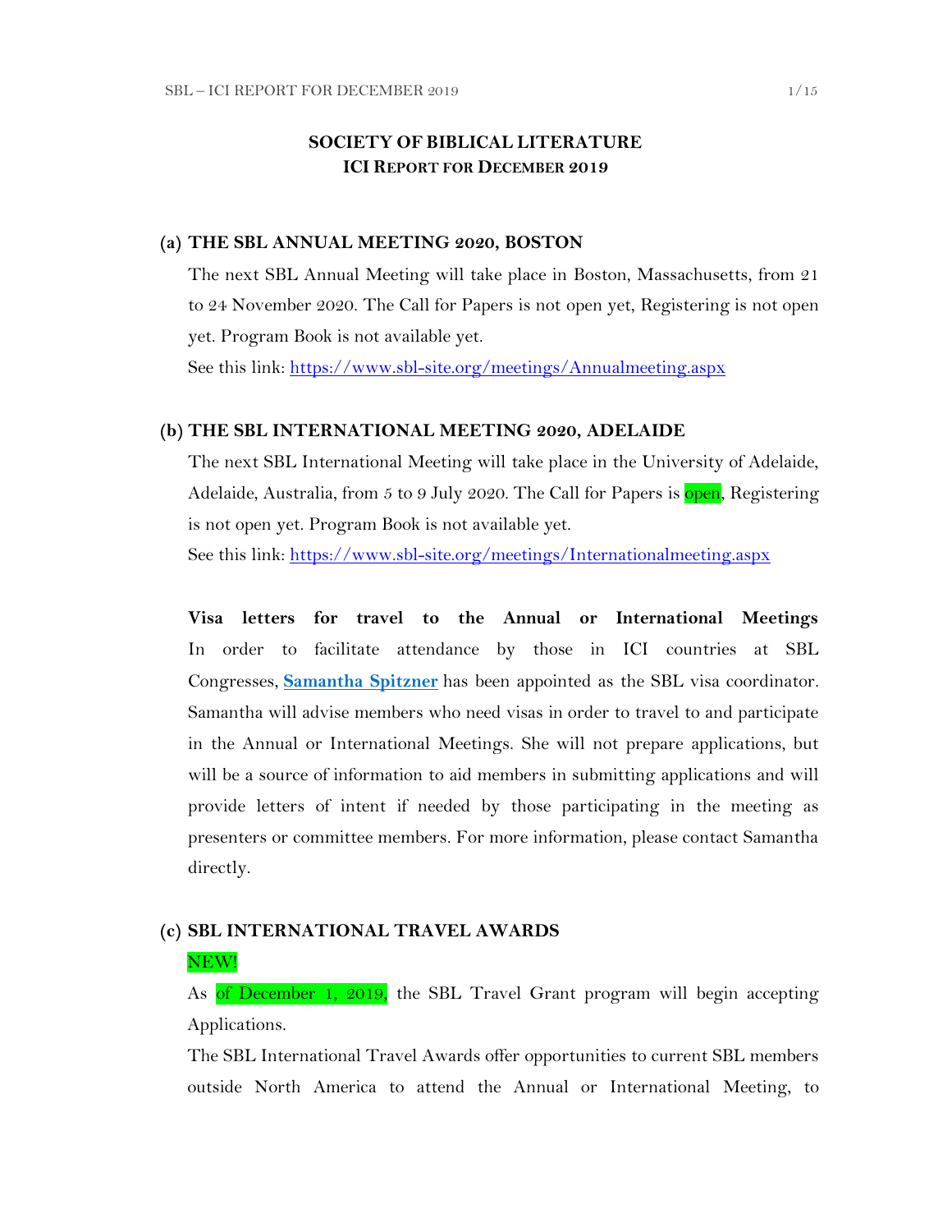# SOCIETY OF BIBLICAL LITERATURE
## ICI REPORT FOR DECEMBER 2019

### (a) THE SBL ANNUAL MEETING 2020, BOSTON

The next SBL Annual Meeting will take place in Boston, Massachusetts, from 21 to 24 November 2020. The Call for Papers is not open yet, Registering is not open yet. Program Book is not available yet.

See this link: [https://www.sbl-site.org/meetings/Annualmeeting.aspx](https://www.sbl-site.org/meetings/Annualmeeting.aspx)

### (b) THE SBL INTERNATIONAL MEETING 2020, ADELAIDE

The next SBL International Meeting will take place in the University of Adelaide, Adelaide, Australia, from 5 to 9 July 2020. The Call for Papers is open, Registering is not open yet. Program Book is not available yet.

See this link: [https://www.sbl-site.org/meetings/Internationalmeeting.aspx](https://www.sbl-site.org/meetings/Internationalmeeting.aspx)

**Visa letters for travel to the Annual or International Meetings**
In order to facilitate attendance by those in ICI countries at SBL Congresses, **Samantha Spitzner** has been appointed as the SBL visa coordinator. Samantha will advise members who need visas in order to travel to and participate in the Annual or International Meetings. She will not prepare applications, but will be a source of information to aid members in submitting applications and will provide letters of intent if needed by those participating in the meeting as presenters or committee members. For more information, please contact Samantha directly.

### (c) SBL INTERNATIONAL TRAVEL AWARDS

NEW!

As of December 1, 2019, the SBL Travel Grant program will begin accepting Applications.

The SBL International Travel Awards offer opportunities to current SBL members outside North America to attend the Annual or International Meeting, to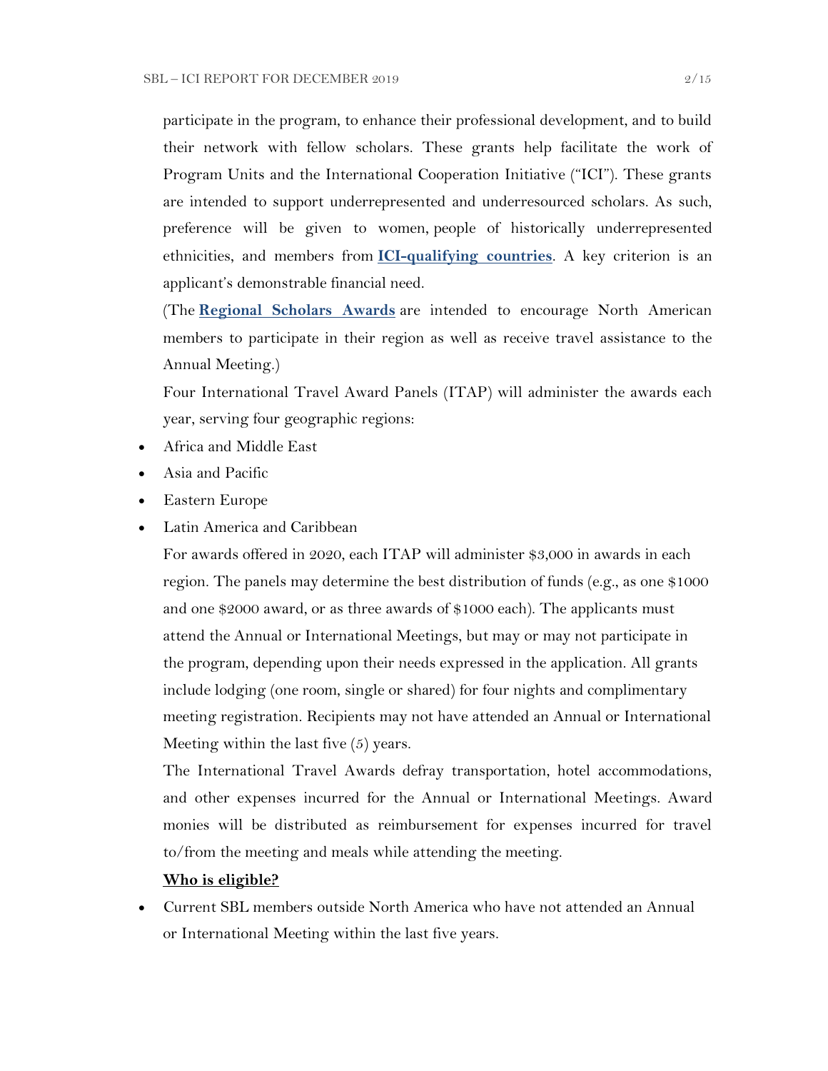participate in the program, to enhance their professional development, and to build their network with fellow scholars. These grants help facilitate the work of Program Units and the International Cooperation Initiative ("ICI"). These grants are intended to support underrepresented and underresourced scholars. As such, preference will be given to women, people of historically underrepresented ethnicities, and members from **ICI-qualifying countries**. A key criterion is an applicant's demonstrable financial need.

(The **Regional Scholars Awards** are intended to encourage North American members to participate in their region as well as receive travel assistance to the Annual Meeting.)

Four International Travel Award Panels (ITAP) will administer the awards each year, serving four geographic regions:

- Africa and Middle East
- Asia and Pacific
- Eastern Europe
- Latin America and Caribbean

For awards offered in 2020, each ITAP will administer $3,000 in awards in each region. The panels may determine the best distribution of funds (e.g., as one $1000 and one $2000 award, or as three awards of $1000 each). The applicants must attend the Annual or International Meetings, but may or may not participate in the program, depending upon their needs expressed in the application. All grants include lodging (one room, single or shared) for four nights and complimentary meeting registration. Recipients may not have attended an Annual or International Meeting within the last five (5) years.

The International Travel Awards defray transportation, hotel accommodations, and other expenses incurred for the Annual or International Meetings. Award monies will be distributed as reimbursement for expenses incurred for travel to/from the meeting and meals while attending the meeting.

**Who is eligible?**

- Current SBL members outside North America who have not attended an Annual or International Meeting within the last five years.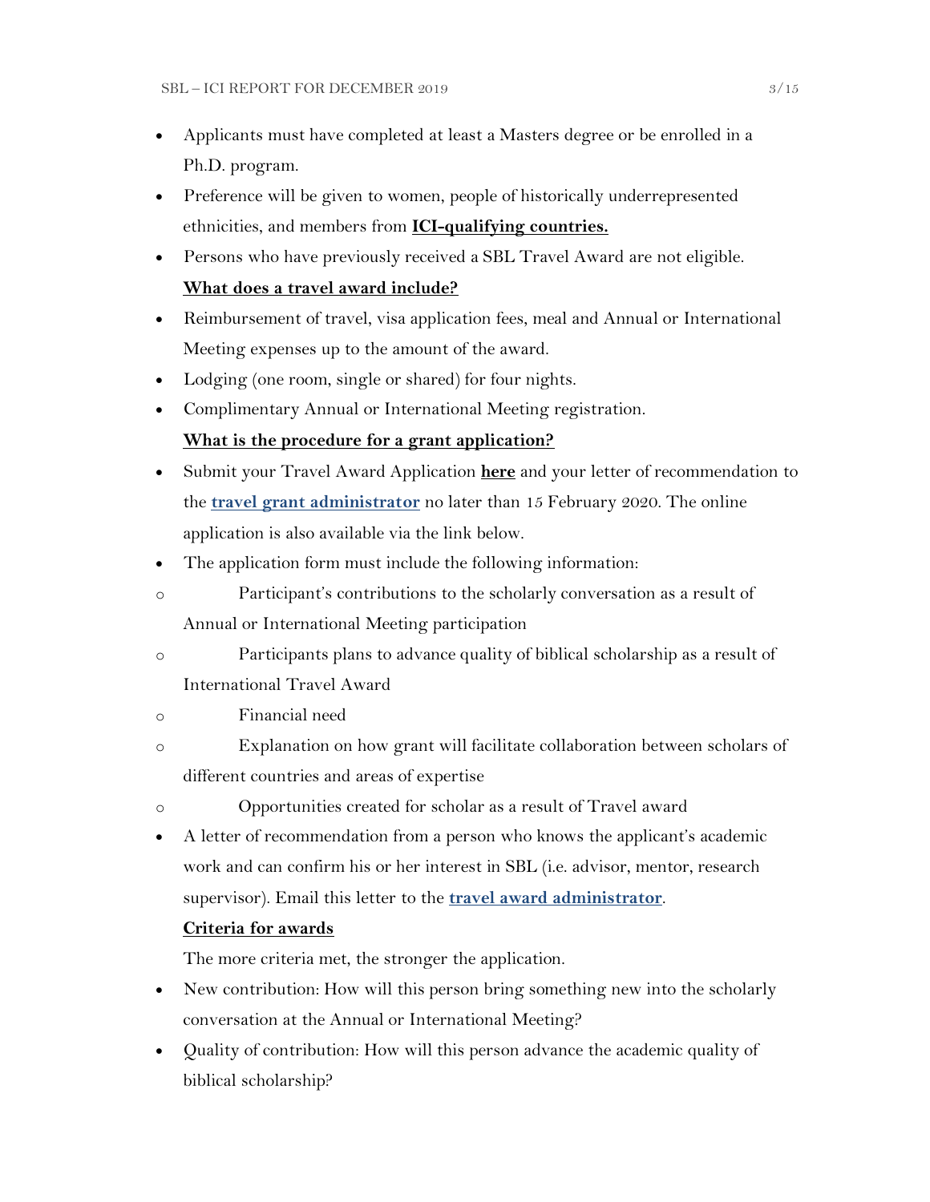- Applicants must have completed at least a Masters degree or be enrolled in a Ph.D. program.
- Preference will be given to women, people of historically underrepresented ethnicities, and members from **ICI-qualifying countries.**
- Persons who have previously received a SBL Travel Award are not eligible.

**What does a travel award include?**

- Reimbursement of travel, visa application fees, meal and Annual or International Meeting expenses up to the amount of the award.
- Lodging (one room, single or shared) for four nights.
- Complimentary Annual or International Meeting registration.

**What is the procedure for a grant application?**

- Submit your Travel Award Application **here** and your letter of recommendation to the **travel grant administrator** no later than 15 February 2020. The online application is also available via the link below.
- The application form must include the following information:
  - Participant's contributions to the scholarly conversation as a result of Annual or International Meeting participation
  - Participants plans to advance quality of biblical scholarship as a result of International Travel Award
  - Financial need
  - Explanation on how grant will facilitate collaboration between scholars of different countries and areas of expertise
  - Opportunities created for scholar as a result of Travel award
- A letter of recommendation from a person who knows the applicant's academic work and can confirm his or her interest in SBL (i.e. advisor, mentor, research supervisor). Email this letter to the **travel award administrator**.

**Criteria for awards**

The more criteria met, the stronger the application.

- New contribution: How will this person bring something new into the scholarly conversation at the Annual or International Meeting?
- Quality of contribution: How will this person advance the academic quality of biblical scholarship?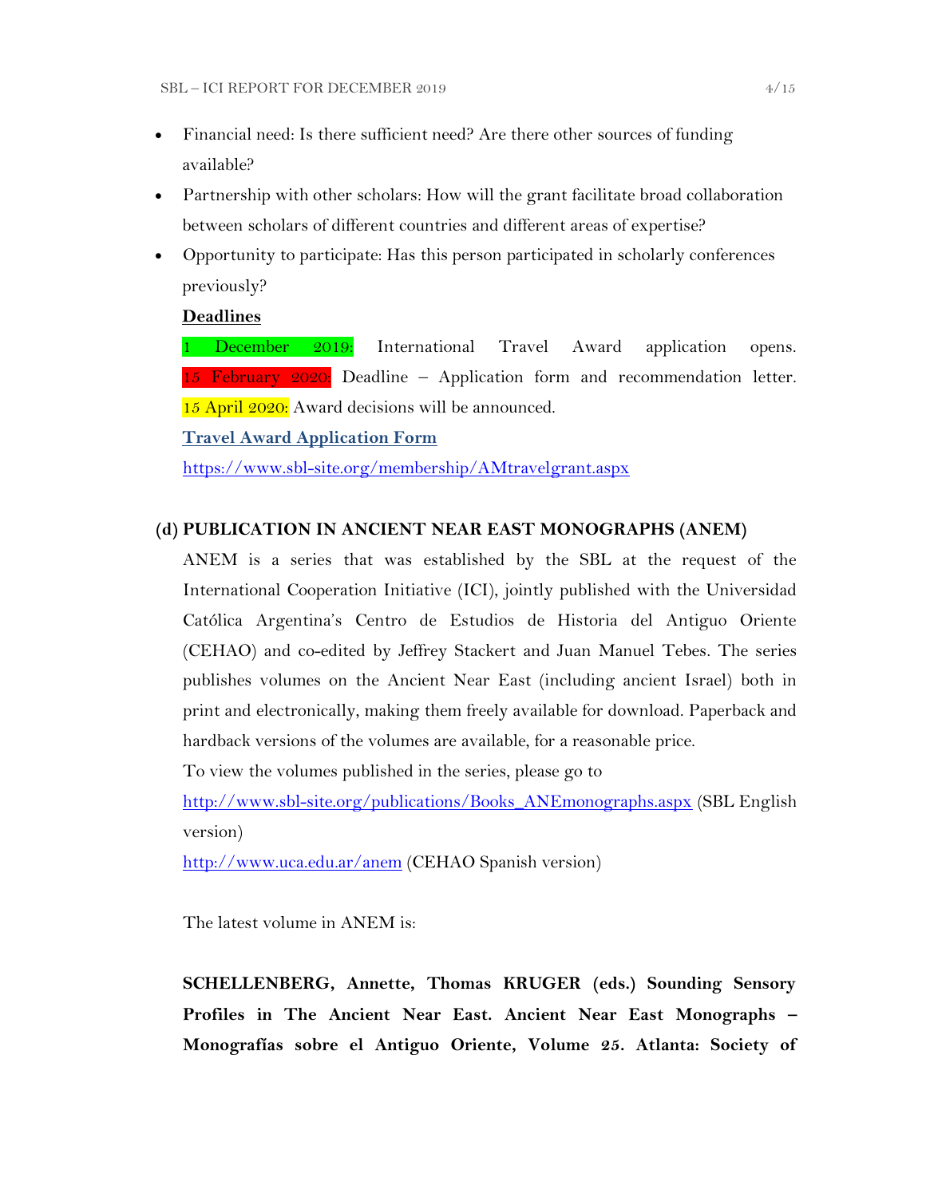- Financial need: Is there sufficient need? Are there other sources of funding available?
- Partnership with other scholars: How will the grant facilitate broad collaboration between scholars of different countries and different areas of expertise?
- Opportunity to participate: Has this person participated in scholarly conferences previously?

**Deadlines**

1 December 2019: International Travel Award application opens. 15 February 2020: Deadline – Application form and recommendation letter. 15 April 2020: Award decisions will be announced.

**Travel Award Application Form**

https://www.sbl-site.org/membership/AMtravelgrant.aspx

## (d) PUBLICATION IN ANCIENT NEAR EAST MONOGRAPHS (ANEM)

ANEM is a series that was established by the SBL at the request of the International Cooperation Initiative (ICI), jointly published with the Universidad Católica Argentina's Centro de Estudios de Historia del Antiguo Oriente (CEHAO) and co-edited by Jeffrey Stackert and Juan Manuel Tebes. The series publishes volumes on the Ancient Near East (including ancient Israel) both in print and electronically, making them freely available for download. Paperback and hardback versions of the volumes are available, for a reasonable price.

To view the volumes published in the series, please go to

http://www.sbl-site.org/publications/Books_ANEmonographs.aspx (SBL English version)

http://www.uca.edu.ar/anem (CEHAO Spanish version)

The latest volume in ANEM is:

**SCHELLENBERG, Annette, Thomas KRUGER (eds.) Sounding Sensory Profiles in The Ancient Near East. Ancient Near East Monographs – Monografías sobre el Antiguo Oriente, Volume 25. Atlanta: Society of**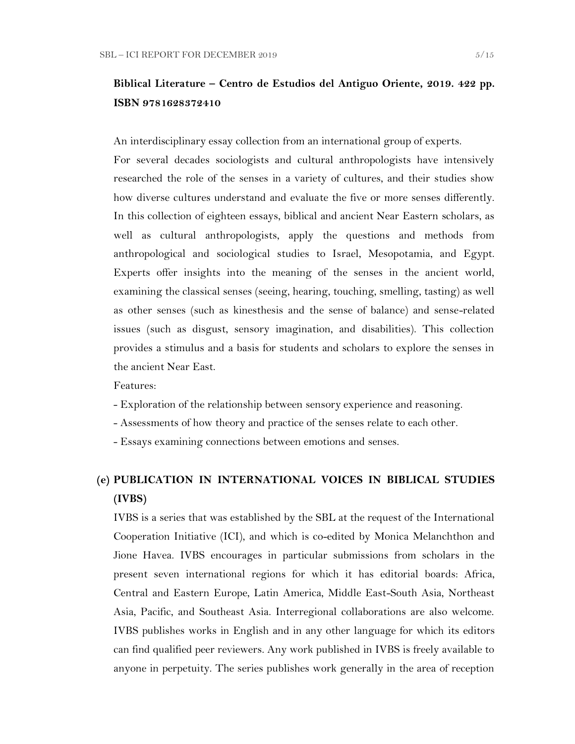**Biblical Literature – Centro de Estudios del Antiguo Oriente, 2019. 422 pp. ISBN 9781628372410**

An interdisciplinary essay collection from an international group of experts.

For several decades sociologists and cultural anthropologists have intensively researched the role of the senses in a variety of cultures, and their studies show how diverse cultures understand and evaluate the five or more senses differently. In this collection of eighteen essays, biblical and ancient Near Eastern scholars, as well as cultural anthropologists, apply the questions and methods from anthropological and sociological studies to Israel, Mesopotamia, and Egypt. Experts offer insights into the meaning of the senses in the ancient world, examining the classical senses (seeing, hearing, touching, smelling, tasting) as well as other senses (such as kinesthesis and the sense of balance) and sense-related issues (such as disgust, sensory imagination, and disabilities). This collection provides a stimulus and a basis for students and scholars to explore the senses in the ancient Near East.

Features:

- Exploration of the relationship between sensory experience and reasoning.
- Assessments of how theory and practice of the senses relate to each other.
- Essays examining connections between emotions and senses.

## (e) PUBLICATION IN INTERNATIONAL VOICES IN BIBLICAL STUDIES (IVBS)

IVBS is a series that was established by the SBL at the request of the International Cooperation Initiative (ICI), and which is co-edited by Monica Melanchthon and Jione Havea. IVBS encourages in particular submissions from scholars in the present seven international regions for which it has editorial boards: Africa, Central and Eastern Europe, Latin America, Middle East-South Asia, Northeast Asia, Pacific, and Southeast Asia. Interregional collaborations are also welcome. IVBS publishes works in English and in any other language for which its editors can find qualified peer reviewers. Any work published in IVBS is freely available to anyone in perpetuity. The series publishes work generally in the area of reception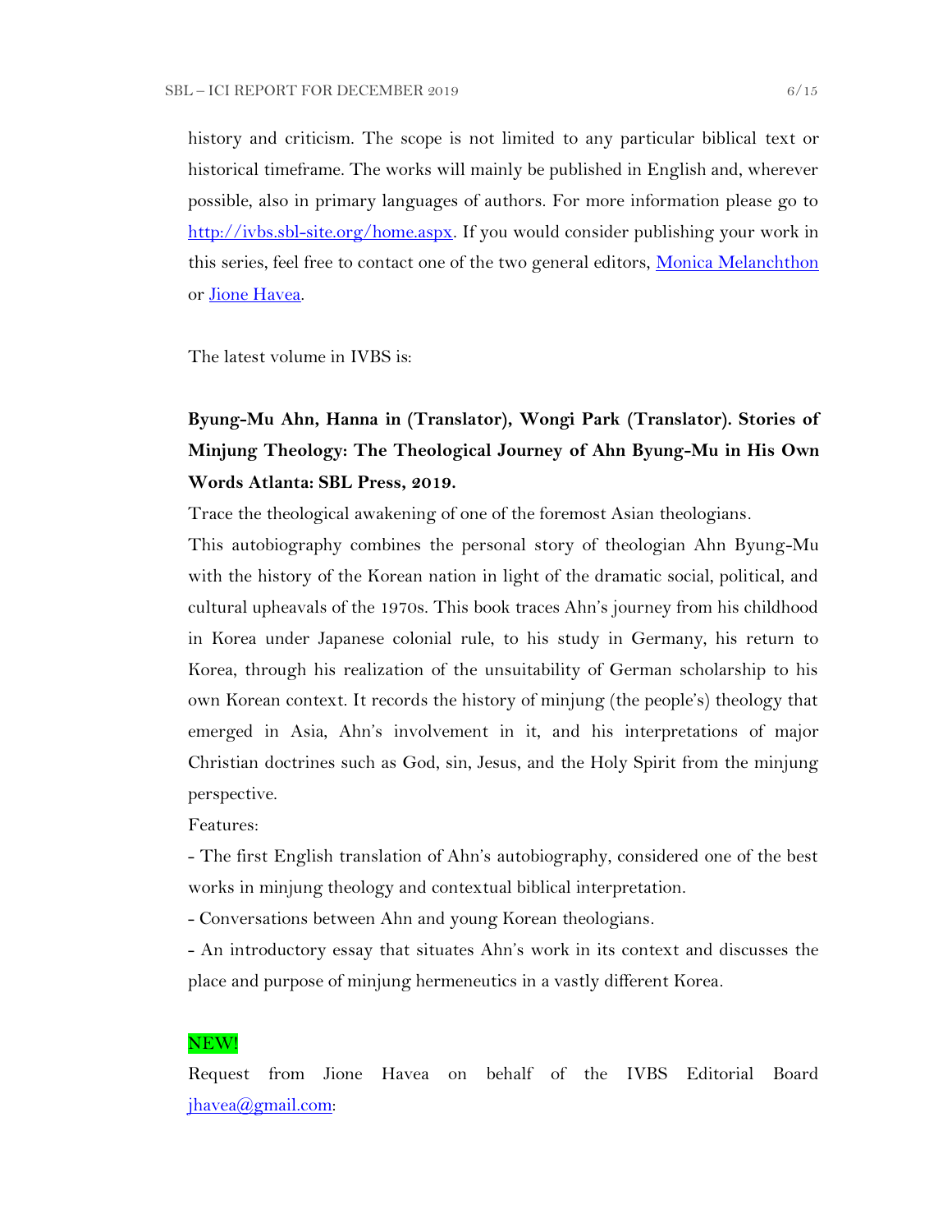history and criticism. The scope is not limited to any particular biblical text or historical timeframe. The works will mainly be published in English and, wherever possible, also in primary languages of authors. For more information please go to [http://ivbs.sbl-site.org/home.aspx](http://ivbs.sbl-site.org/home.aspx). If you would consider publishing your work in this series, feel free to contact one of the two general editors, Monica Melanchthon or Jione Havea.

The latest volume in IVBS is:

**Byung-Mu Ahn, Hanna in (Translator), Wongi Park (Translator). Stories of Minjung Theology: The Theological Journey of Ahn Byung-Mu in His Own Words Atlanta: SBL Press, 2019.**

Trace the theological awakening of one of the foremost Asian theologians.

This autobiography combines the personal story of theologian Ahn Byung-Mu with the history of the Korean nation in light of the dramatic social, political, and cultural upheavals of the 1970s. This book traces Ahn's journey from his childhood in Korea under Japanese colonial rule, to his study in Germany, his return to Korea, through his realization of the unsuitability of German scholarship to his own Korean context. It records the history of minjung (the people's) theology that emerged in Asia, Ahn's involvement in it, and his interpretations of major Christian doctrines such as God, sin, Jesus, and the Holy Spirit from the minjung perspective.

Features:

- The first English translation of Ahn's autobiography, considered one of the best works in minjung theology and contextual biblical interpretation.
- Conversations between Ahn and young Korean theologians.
- An introductory essay that situates Ahn's work in its context and discusses the place and purpose of minjung hermeneutics in a vastly different Korea.

NEW!

Request from Jione Havea on behalf of the IVBS Editorial Board [jhavea@gmail.com](mailto:jhavea@gmail.com):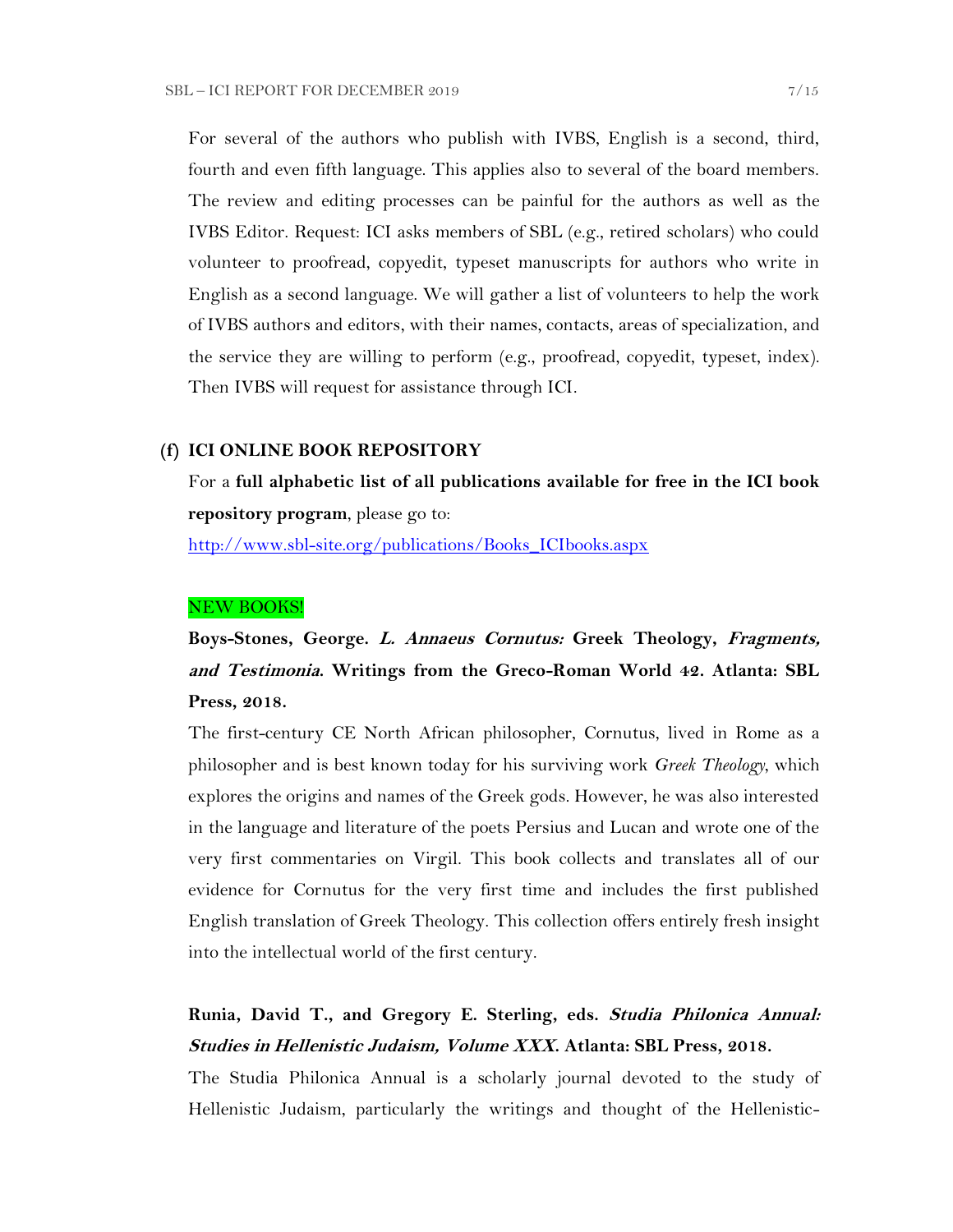For several of the authors who publish with IVBS, English is a second, third, fourth and even fifth language. This applies also to several of the board members. The review and editing processes can be painful for the authors as well as the IVBS Editor. Request: ICI asks members of SBL (e.g., retired scholars) who could volunteer to proofread, copyedit, typeset manuscripts for authors who write in English as a second language. We will gather a list of volunteers to help the work of IVBS authors and editors, with their names, contacts, areas of specialization, and the service they are willing to perform (e.g., proofread, copyedit, typeset, index). Then IVBS will request for assistance through ICI.

## (f) ICI ONLINE BOOK REPOSITORY

For a **full alphabetic list of all publications available for free in the ICI book repository program**, please go to:

[http://www.sbl-site.org/publications/Books_ICIbooks.aspx](http://www.sbl-site.org/publications/Books_ICIbooks.aspx)

NEW BOOKS!

**Boys-Stones, George. *L. Annaeus Cornutus:* Greek Theology, *Fragments, and Testimonia*. Writings from the Greco-Roman World 42. Atlanta: SBL Press, 2018.**

The first-century CE North African philosopher, Cornutus, lived in Rome as a philosopher and is best known today for his surviving work *Greek Theology*, which explores the origins and names of the Greek gods. However, he was also interested in the language and literature of the poets Persius and Lucan and wrote one of the very first commentaries on Virgil. This book collects and translates all of our evidence for Cornutus for the very first time and includes the first published English translation of Greek Theology. This collection offers entirely fresh insight into the intellectual world of the first century.

**Runia, David T., and Gregory E. Sterling, eds. *Studia Philonica Annual: Studies in Hellenistic Judaism, Volume XXX*. Atlanta: SBL Press, 2018.**

The Studia Philonica Annual is a scholarly journal devoted to the study of Hellenistic Judaism, particularly the writings and thought of the Hellenistic-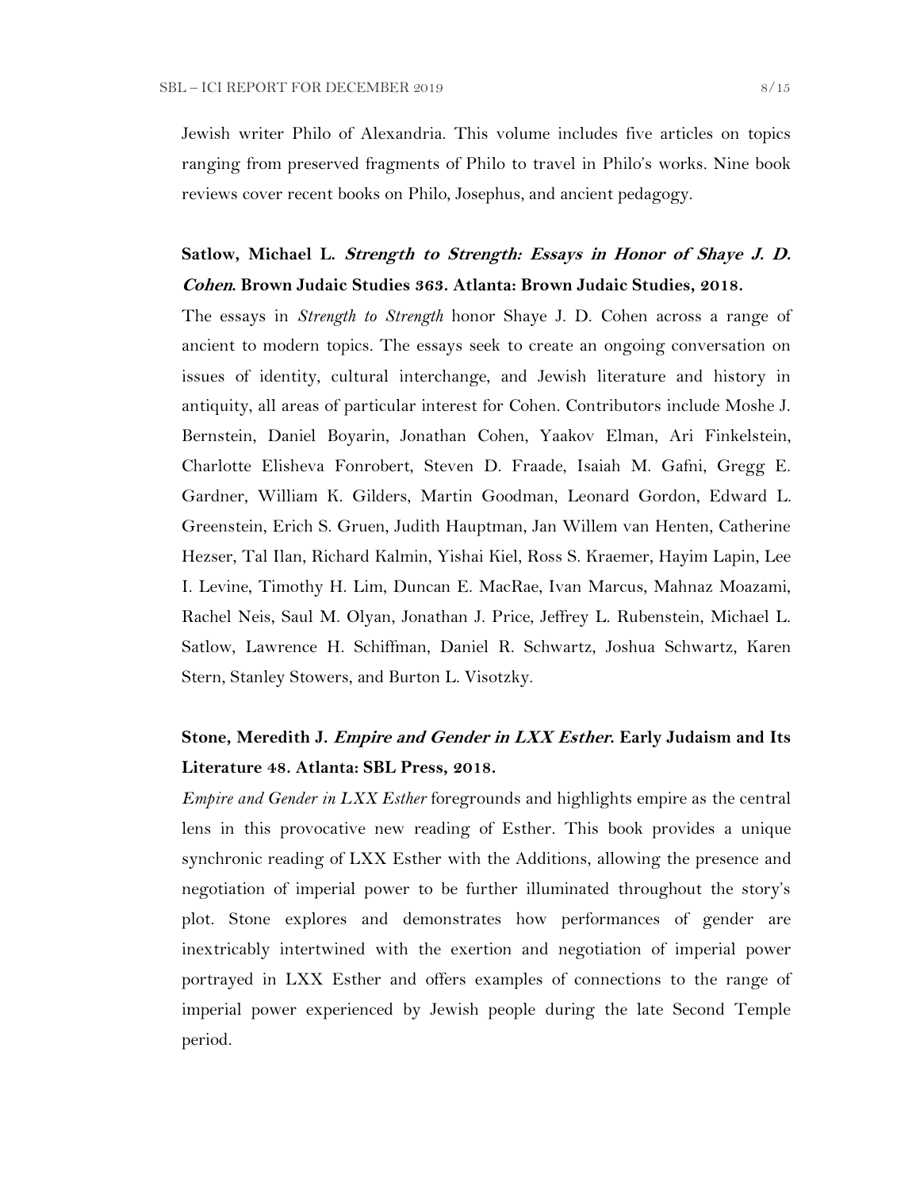Jewish writer Philo of Alexandria. This volume includes five articles on topics ranging from preserved fragments of Philo to travel in Philo's works. Nine book reviews cover recent books on Philo, Josephus, and ancient pedagogy.

**Satlow, Michael L. *Strength to Strength: Essays in Honor of Shaye J. D. Cohen*. Brown Judaic Studies 363. Atlanta: Brown Judaic Studies, 2018.**

The essays in *Strength to Strength* honor Shaye J. D. Cohen across a range of ancient to modern topics. The essays seek to create an ongoing conversation on issues of identity, cultural interchange, and Jewish literature and history in antiquity, all areas of particular interest for Cohen. Contributors include Moshe J. Bernstein, Daniel Boyarin, Jonathan Cohen, Yaakov Elman, Ari Finkelstein, Charlotte Elisheva Fonrobert, Steven D. Fraade, Isaiah M. Gafni, Gregg E. Gardner, William K. Gilders, Martin Goodman, Leonard Gordon, Edward L. Greenstein, Erich S. Gruen, Judith Hauptman, Jan Willem van Henten, Catherine Hezser, Tal Ilan, Richard Kalmin, Yishai Kiel, Ross S. Kraemer, Hayim Lapin, Lee I. Levine, Timothy H. Lim, Duncan E. MacRae, Ivan Marcus, Mahnaz Moazami, Rachel Neis, Saul M. Olyan, Jonathan J. Price, Jeffrey L. Rubenstein, Michael L. Satlow, Lawrence H. Schiffman, Daniel R. Schwartz, Joshua Schwartz, Karen Stern, Stanley Stowers, and Burton L. Visotzky.

**Stone, Meredith J. *Empire and Gender in LXX Esther*. Early Judaism and Its Literature 48. Atlanta: SBL Press, 2018.**

*Empire and Gender in LXX Esther* foregrounds and highlights empire as the central lens in this provocative new reading of Esther. This book provides a unique synchronic reading of LXX Esther with the Additions, allowing the presence and negotiation of imperial power to be further illuminated throughout the story's plot. Stone explores and demonstrates how performances of gender are inextricably intertwined with the exertion and negotiation of imperial power portrayed in LXX Esther and offers examples of connections to the range of imperial power experienced by Jewish people during the late Second Temple period.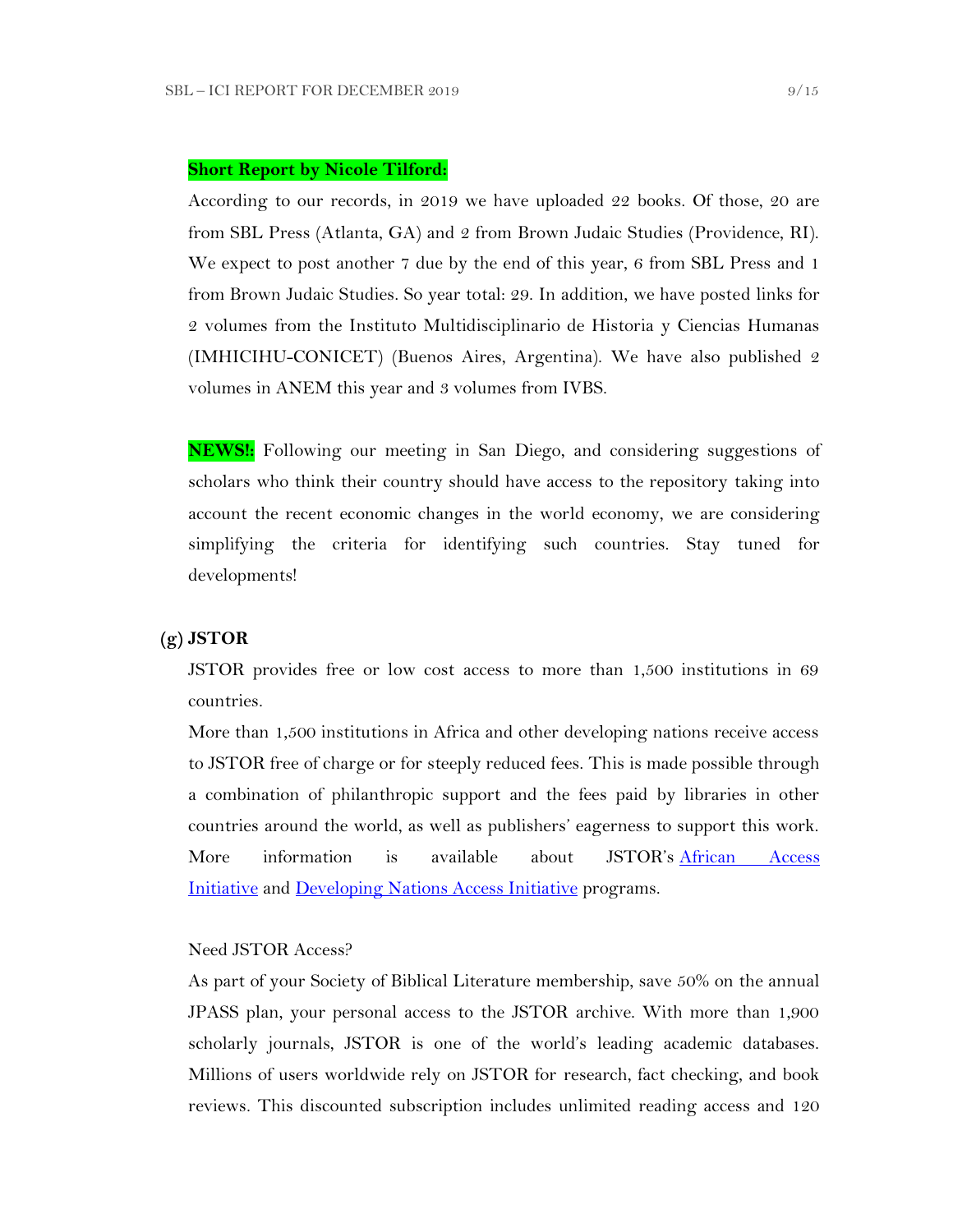**Short Report by Nicole Tilford:**

According to our records, in 2019 we have uploaded 22 books. Of those, 20 are from SBL Press (Atlanta, GA) and 2 from Brown Judaic Studies (Providence, RI). We expect to post another 7 due by the end of this year, 6 from SBL Press and 1 from Brown Judaic Studies. So year total: 29. In addition, we have posted links for 2 volumes from the Instituto Multidisciplinario de Historia y Ciencias Humanas (IMHICIHU-CONICET) (Buenos Aires, Argentina). We have also published 2 volumes in ANEM this year and 3 volumes from IVBS.

**NEWS!:** Following our meeting in San Diego, and considering suggestions of scholars who think their country should have access to the repository taking into account the recent economic changes in the world economy, we are considering simplifying the criteria for identifying such countries. Stay tuned for developments!

### (g) JSTOR

JSTOR provides free or low cost access to more than 1,500 institutions in 69 countries.

More than 1,500 institutions in Africa and other developing nations receive access to JSTOR free of charge or for steeply reduced fees. This is made possible through a combination of philanthropic support and the fees paid by libraries in other countries around the world, as well as publishers' eagerness to support this work. More information is available about JSTOR's African Access Initiative and Developing Nations Access Initiative programs.

Need JSTOR Access?

As part of your Society of Biblical Literature membership, save 50% on the annual JPASS plan, your personal access to the JSTOR archive. With more than 1,900 scholarly journals, JSTOR is one of the world's leading academic databases. Millions of users worldwide rely on JSTOR for research, fact checking, and book reviews. This discounted subscription includes unlimited reading access and 120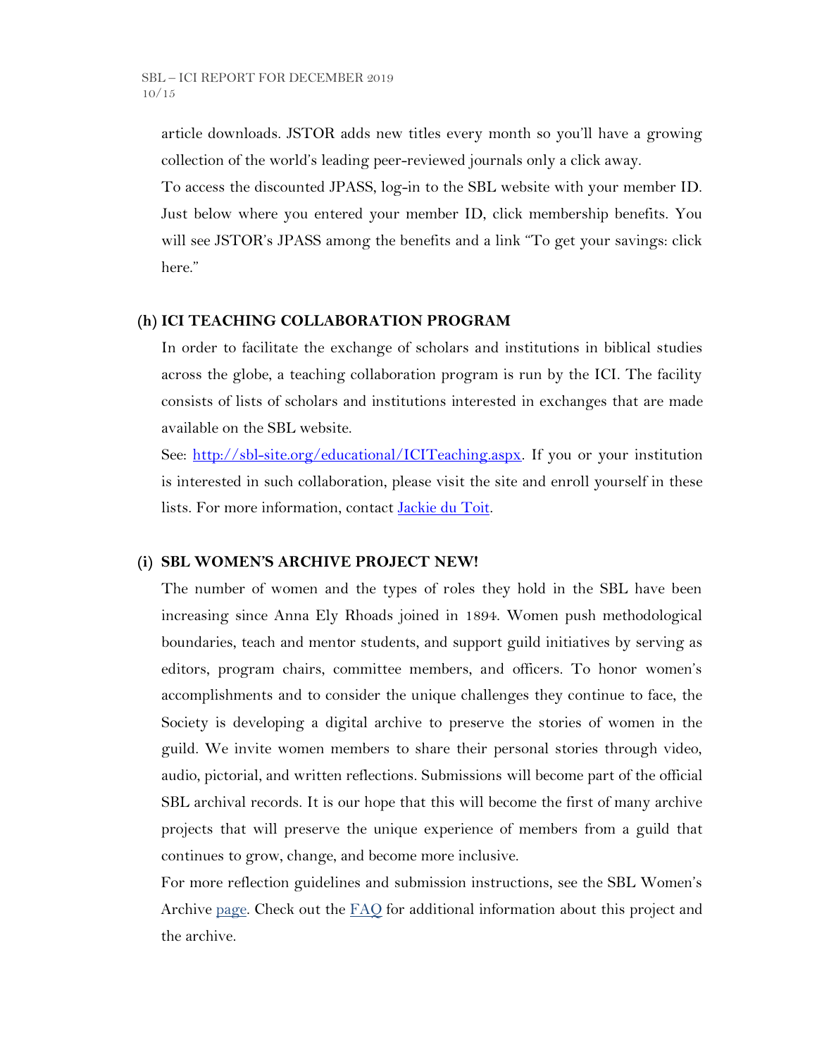article downloads. JSTOR adds new titles every month so you'll have a growing collection of the world's leading peer-reviewed journals only a click away.

To access the discounted JPASS, log-in to the SBL website with your member ID. Just below where you entered your member ID, click membership benefits. You will see JSTOR's JPASS among the benefits and a link "To get your savings: click here."

### (h) ICI TEACHING COLLABORATION PROGRAM

In order to facilitate the exchange of scholars and institutions in biblical studies across the globe, a teaching collaboration program is run by the ICI. The facility consists of lists of scholars and institutions interested in exchanges that are made available on the SBL website.

See: [http://sbl-site.org/educational/ICITeaching.aspx](http://sbl-site.org/educational/ICITeaching.aspx). If you or your institution is interested in such collaboration, please visit the site and enroll yourself in these lists. For more information, contact Jackie du Toit.

### (i) SBL WOMEN'S ARCHIVE PROJECT NEW!

The number of women and the types of roles they hold in the SBL have been increasing since Anna Ely Rhoads joined in 1894. Women push methodological boundaries, teach and mentor students, and support guild initiatives by serving as editors, program chairs, committee members, and officers. To honor women's accomplishments and to consider the unique challenges they continue to face, the Society is developing a digital archive to preserve the stories of women in the guild. We invite women members to share their personal stories through video, audio, pictorial, and written reflections. Submissions will become part of the official SBL archival records. It is our hope that this will become the first of many archive projects that will preserve the unique experience of members from a guild that continues to grow, change, and become more inclusive.

For more reflection guidelines and submission instructions, see the SBL Women's Archive page. Check out the FAQ for additional information about this project and the archive.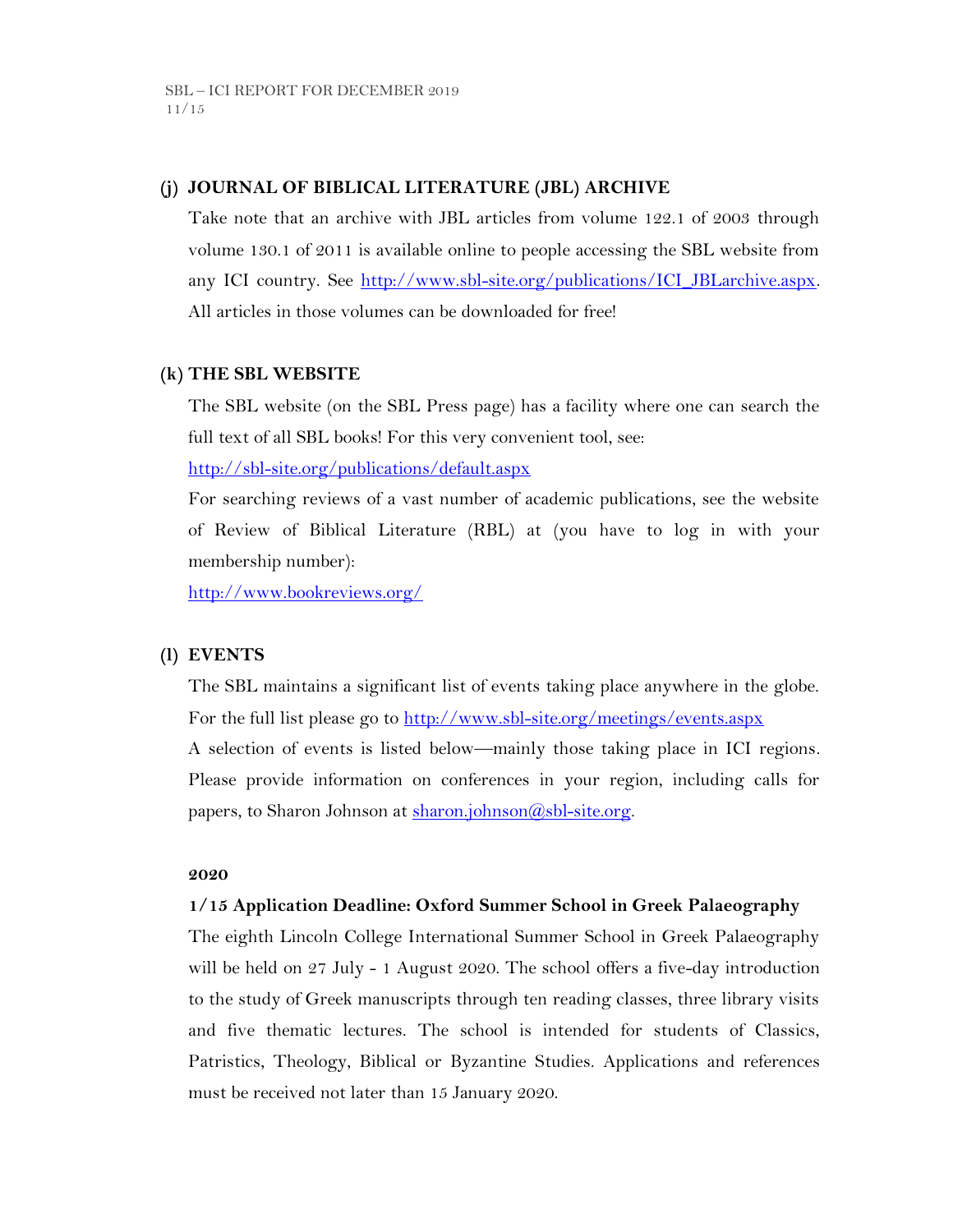### (j) JOURNAL OF BIBLICAL LITERATURE (JBL) ARCHIVE

Take note that an archive with JBL articles from volume 122.1 of 2003 through volume 130.1 of 2011 is available online to people accessing the SBL website from any ICI country. See http://www.sbl-site.org/publications/ICI_JBLarchive.aspx. All articles in those volumes can be downloaded for free!

### (k) THE SBL WEBSITE

The SBL website (on the SBL Press page) has a facility where one can search the full text of all SBL books! For this very convenient tool, see:

http://sbl-site.org/publications/default.aspx

For searching reviews of a vast number of academic publications, see the website of Review of Biblical Literature (RBL) at (you have to log in with your membership number):

http://www.bookreviews.org/

### (l) EVENTS

The SBL maintains a significant list of events taking place anywhere in the globe. For the full list please go to http://www.sbl-site.org/meetings/events.aspx

A selection of events is listed below—mainly those taking place in ICI regions. Please provide information on conferences in your region, including calls for papers, to Sharon Johnson at sharon.johnson@sbl-site.org.

**2020**

**1/15 Application Deadline: Oxford Summer School in Greek Palaeography**

The eighth Lincoln College International Summer School in Greek Palaeography will be held on 27 July - 1 August 2020. The school offers a five-day introduction to the study of Greek manuscripts through ten reading classes, three library visits and five thematic lectures. The school is intended for students of Classics, Patristics, Theology, Biblical or Byzantine Studies. Applications and references must be received not later than 15 January 2020.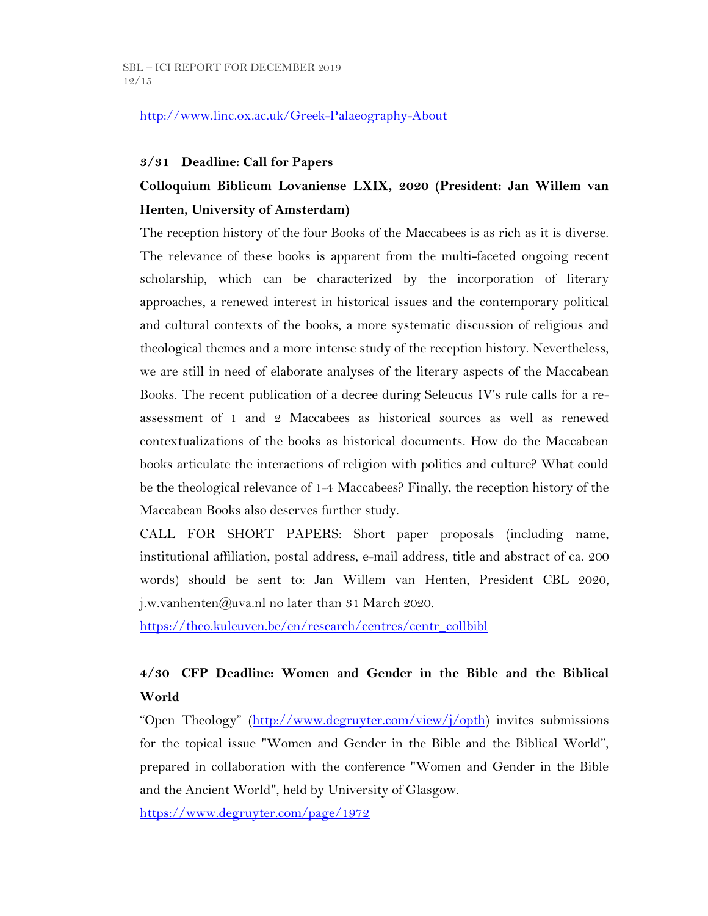http://www.linc.ox.ac.uk/Greek-Palaeography-About

**3/31 Deadline: Call for Papers**

**Colloquium Biblicum Lovaniense LXIX, 2020 (President: Jan Willem van Henten, University of Amsterdam)**

The reception history of the four Books of the Maccabees is as rich as it is diverse. The relevance of these books is apparent from the multi-faceted ongoing recent scholarship, which can be characterized by the incorporation of literary approaches, a renewed interest in historical issues and the contemporary political and cultural contexts of the books, a more systematic discussion of religious and theological themes and a more intense study of the reception history. Nevertheless, we are still in need of elaborate analyses of the literary aspects of the Maccabean Books. The recent publication of a decree during Seleucus IV's rule calls for a re-assessment of 1 and 2 Maccabees as historical sources as well as renewed contextualizations of the books as historical documents. How do the Maccabean books articulate the interactions of religion with politics and culture? What could be the theological relevance of 1-4 Maccabees? Finally, the reception history of the Maccabean Books also deserves further study.

CALL FOR SHORT PAPERS: Short paper proposals (including name, institutional affiliation, postal address, e-mail address, title and abstract of ca. 200 words) should be sent to: Jan Willem van Henten, President CBL 2020, j.w.vanhenten@uva.nl no later than 31 March 2020.

https://theo.kuleuven.be/en/research/centres/centr_collbibl

**4/30 CFP Deadline: Women and Gender in the Bible and the Biblical World**

"Open Theology" (http://www.degruyter.com/view/j/opth) invites submissions for the topical issue "Women and Gender in the Bible and the Biblical World", prepared in collaboration with the conference "Women and Gender in the Bible and the Ancient World", held by University of Glasgow.

https://www.degruyter.com/page/1972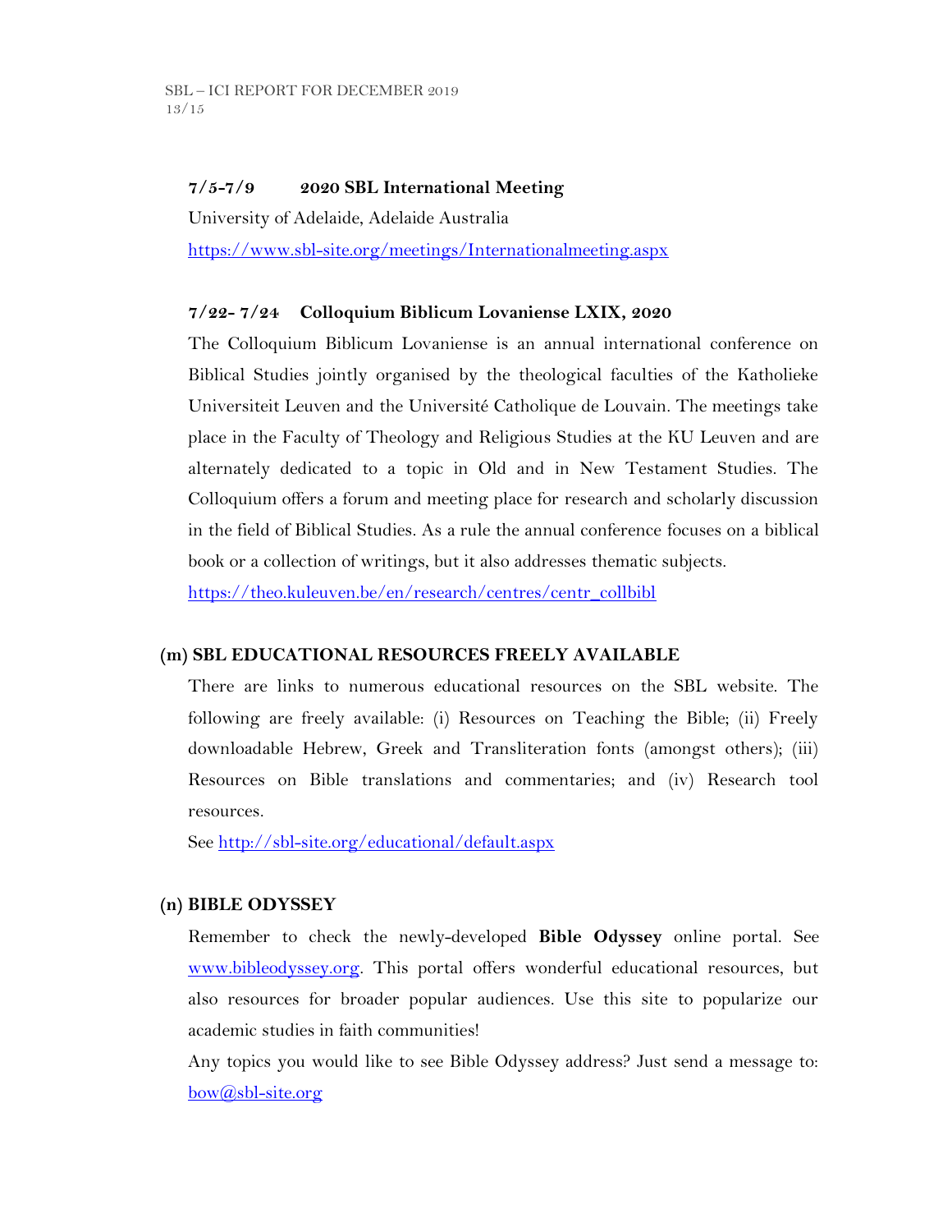**7/5-7/9 2020 SBL International Meeting**

University of Adelaide, Adelaide Australia

https://www.sbl-site.org/meetings/Internationalmeeting.aspx

**7/22- 7/24 Colloquium Biblicum Lovaniense LXIX, 2020**

The Colloquium Biblicum Lovaniense is an annual international conference on Biblical Studies jointly organised by the theological faculties of the Katholieke Universiteit Leuven and the Université Catholique de Louvain. The meetings take place in the Faculty of Theology and Religious Studies at the KU Leuven and are alternately dedicated to a topic in Old and in New Testament Studies. The Colloquium offers a forum and meeting place for research and scholarly discussion in the field of Biblical Studies. As a rule the annual conference focuses on a biblical book or a collection of writings, but it also addresses thematic subjects.

https://theo.kuleuven.be/en/research/centres/centr_collbibl

## (m) SBL EDUCATIONAL RESOURCES FREELY AVAILABLE

There are links to numerous educational resources on the SBL website. The following are freely available: (i) Resources on Teaching the Bible; (ii) Freely downloadable Hebrew, Greek and Transliteration fonts (amongst others); (iii) Resources on Bible translations and commentaries; and (iv) Research tool resources.

See http://sbl-site.org/educational/default.aspx

## (n) BIBLE ODYSSEY

Remember to check the newly-developed **Bible Odyssey** online portal. See www.bibleodyssey.org. This portal offers wonderful educational resources, but also resources for broader popular audiences. Use this site to popularize our academic studies in faith communities!

Any topics you would like to see Bible Odyssey address? Just send a message to: bow@sbl-site.org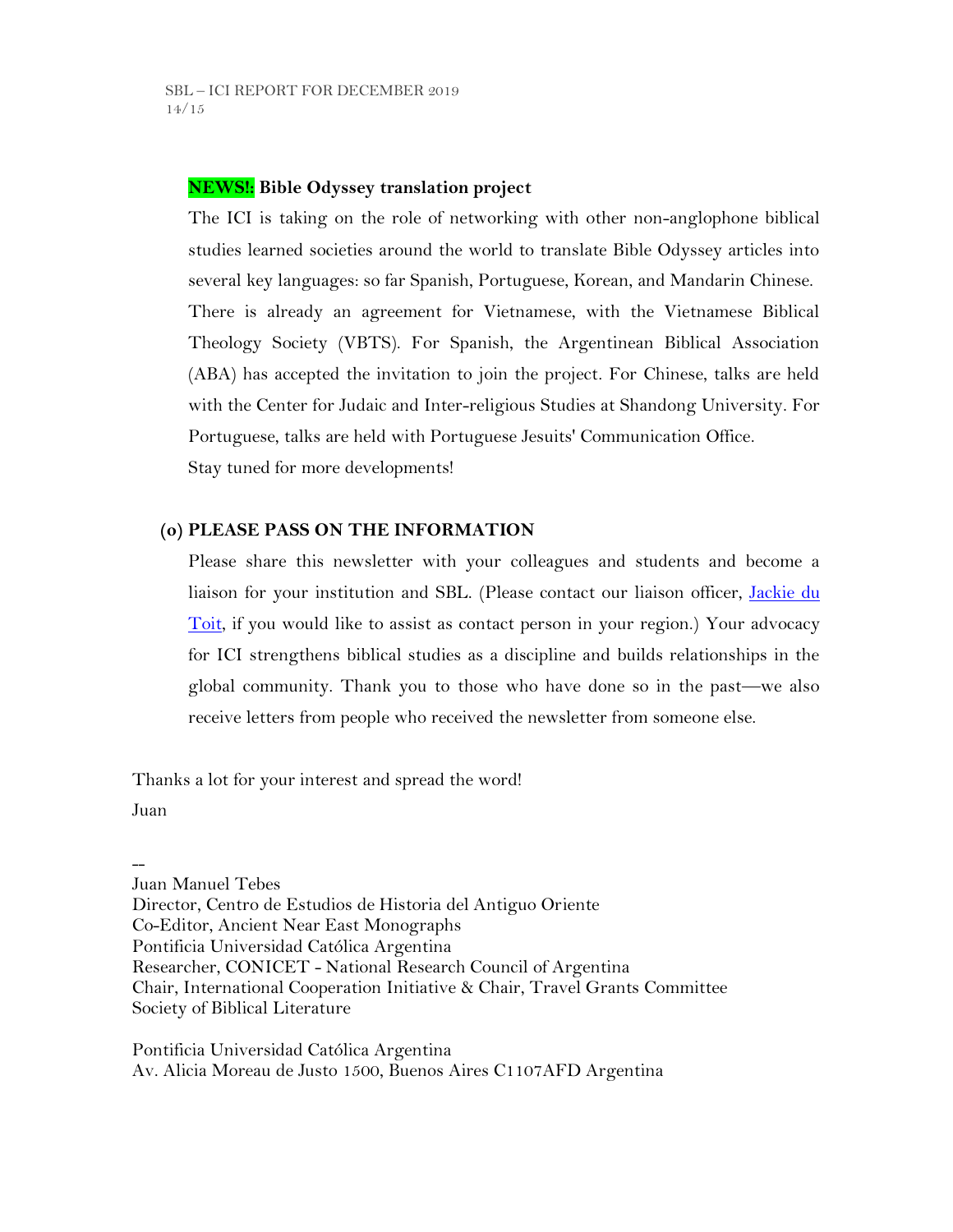**NEWS!: Bible Odyssey translation project**

The ICI is taking on the role of networking with other non-anglophone biblical studies learned societies around the world to translate Bible Odyssey articles into several key languages: so far Spanish, Portuguese, Korean, and Mandarin Chinese. There is already an agreement for Vietnamese, with the Vietnamese Biblical Theology Society (VBTS). For Spanish, the Argentinean Biblical Association (ABA) has accepted the invitation to join the project. For Chinese, talks are held with the Center for Judaic and Inter-religious Studies at Shandong University. For Portuguese, talks are held with Portuguese Jesuits' Communication Office.
Stay tuned for more developments!

**(o) PLEASE PASS ON THE INFORMATION**

Please share this newsletter with your colleagues and students and become a liaison for your institution and SBL. (Please contact our liaison officer, Jackie du Toit, if you would like to assist as contact person in your region.) Your advocacy for ICI strengthens biblical studies as a discipline and builds relationships in the global community. Thank you to those who have done so in the past—we also receive letters from people who received the newsletter from someone else.

Thanks a lot for your interest and spread the word!
Juan

--
Juan Manuel Tebes
Director, Centro de Estudios de Historia del Antiguo Oriente
Co-Editor, Ancient Near East Monographs
Pontificia Universidad Católica Argentina
Researcher, CONICET - National Research Council of Argentina
Chair, International Cooperation Initiative & Chair, Travel Grants Committee
Society of Biblical Literature

Pontificia Universidad Católica Argentina
Av. Alicia Moreau de Justo 1500, Buenos Aires C1107AFD Argentina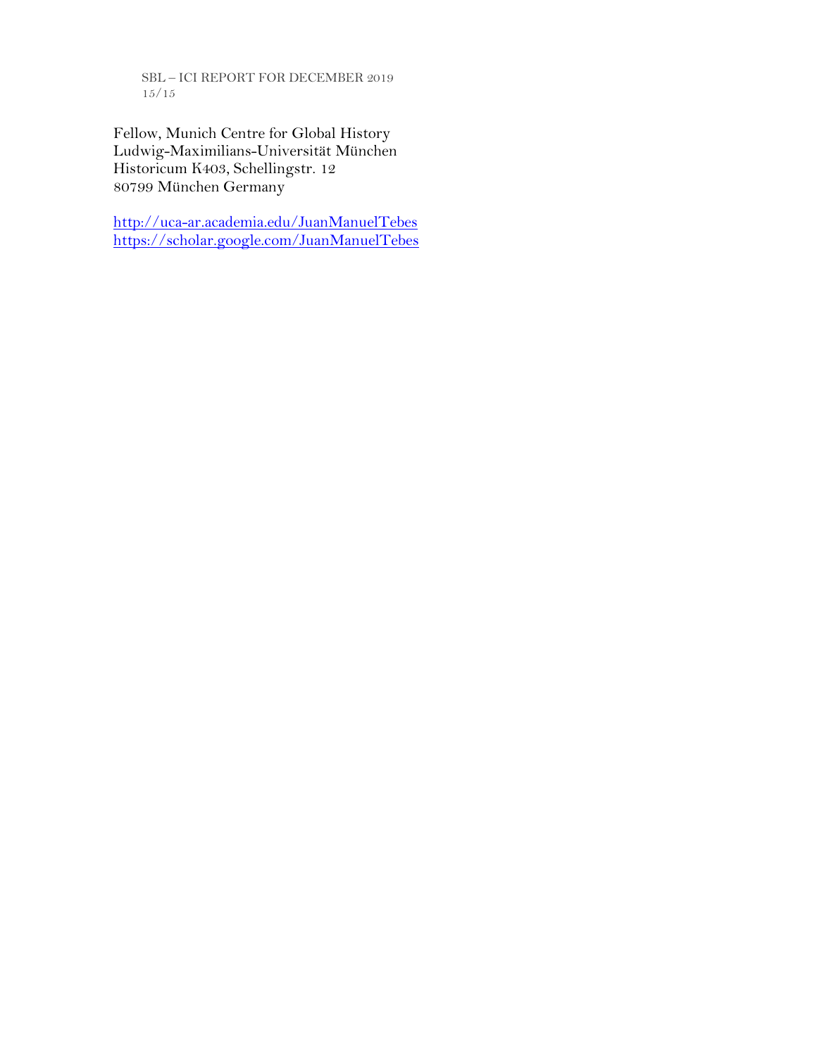Fellow, Munich Centre for Global History
Ludwig-Maximilians-Universität München
Historicum K403, Schellingstr. 12
80799 München Germany

http://uca-ar.academia.edu/JuanManuelTebes
https://scholar.google.com/JuanManuelTebes